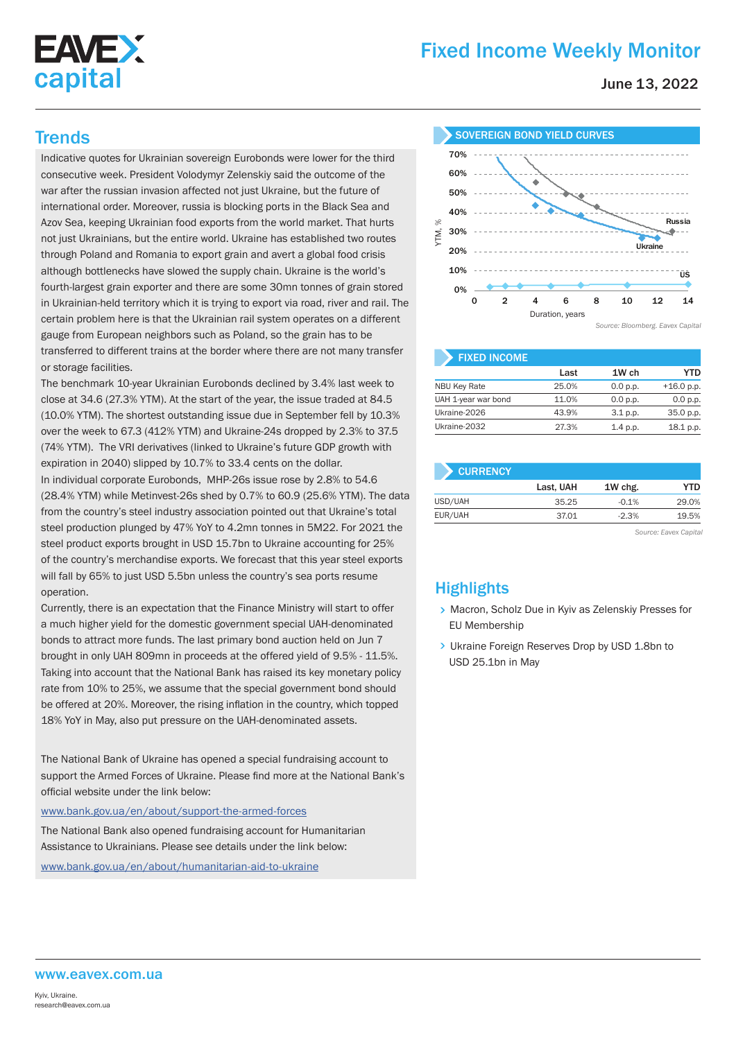# Fixed Income Weekly Monitor

June 13, 2022

## Trends

Indicative quotes for Ukrainian sovereign Eurobonds were lower for the third consecutive week. President Volodymyr Zelenskiy said the outcome of the war after the russian invasion affected not just Ukraine, but the future of international order. Moreover, russia is blocking ports in the Black Sea and Azov Sea, keeping Ukrainian food exports from the world market. That hurts not just Ukrainians, but the entire world. Ukraine has established two routes through Poland and Romania to export grain and avert a global food crisis although bottlenecks have slowed the supply chain. Ukraine is the world's fourth-largest grain exporter and there are some 30mn tonnes of grain stored in Ukrainian-held territory which it is trying to export via road, river and rail. The certain problem here is that the Ukrainian rail system operates on a different gauge from European neighbors such as Poland, so the grain has to be transferred to different trains at the border where there are not many transfer or storage facilities.

The benchmark 10-year Ukrainian Eurobonds declined by 3.4% last week to close at 34.6 (27.3% YTM). At the start of the year, the issue traded at 84.5 (10.0% YTM). The shortest outstanding issue due in September fell by 10.3% over the week to 67.3 (412% YTM) and Ukraine-24s dropped by 2.3% to 37.5 (74% YTM). The VRI derivatives (linked to Ukraine's future GDP growth with expiration in 2040) slipped by 10.7% to 33.4 cents on the dollar.

In individual corporate Eurobonds, MHP-26s issue rose by 2.8% to 54.6 (28.4% YTM) while Metinvest-26s shed by 0.7% to 60.9 (25.6% YTM). The data from the country's steel industry association pointed out that Ukraine's total steel production plunged by 47% YoY to 4.2mn tonnes in 5M22. For 2021 the steel product exports brought in USD 15.7bn to Ukraine accounting for 25% of the country's merchandise exports. We forecast that this year steel exports will fall by 65% to just USD 5.5bn unless the country's sea ports resume operation.

Currently, there is an expectation that the Finance Ministry will start to offer a much higher yield for the domestic government special UAH-denominated bonds to attract more funds. The last primary bond auction held on Jun 7 brought in only UAH 809mn in proceeds at the offered yield of 9.5% - 11.5%. Taking into account that the National Bank has raised its key monetary policy rate from 10% to 25%, we assume that the special government bond should be offered at 20%. Moreover, the rising inflation in the country, which topped 18% YoY in May, also put pressure on the UAH-denominated assets.

The National Bank of Ukraine has opened a special fundraising account to support the Armed Forces of Ukraine. Please find more at the National Bank's official website under the link below:

www.bank.gov.ua/en/about/support-the-armed-forces

The National Bank also opened fundraising account for Humanitarian Assistance to Ukrainians. Please see details under the link below:

www.bank.gov.ua/en/about/humanitarian-aid-to-ukraine

## SOVEREIGN BOND YIELD CURVES

*Source: Bloomberg. Eavex Capital*

## FIXED INCOME

| | Last | 1W ch | YTD |
|---|---|---|---|
| NBU Key Rate | 25.0% | 0.0 p.p. | +16.0 p.p. |
| UAH 1-year war bond | 11.0% | 0.0 p.p. | 0.0 p.p. |
| Ukraine-2026 | 43.9% | 3.1 p.p. | 35.0 p.p. |
| Ukraine-2032 | 27.3% | 1.4 p.p. | 18.1 p.p. |

## CURRENCY

| | Last, UAH | 1W chg. | YTD |
|---|---|---|---|
| USD/UAH | 35.25 | -0.1% | 29.0% |
| EUR/UAH | 37.01 | -2.3% | 19.5% |

*Source: Eavex Capital*

## Highlights

- Macron, Scholz Due in Kyiv as Zelenskiy Presses for EU Membership
- Ukraine Foreign Reserves Drop by USD 1.8bn to USD 25.1bn in May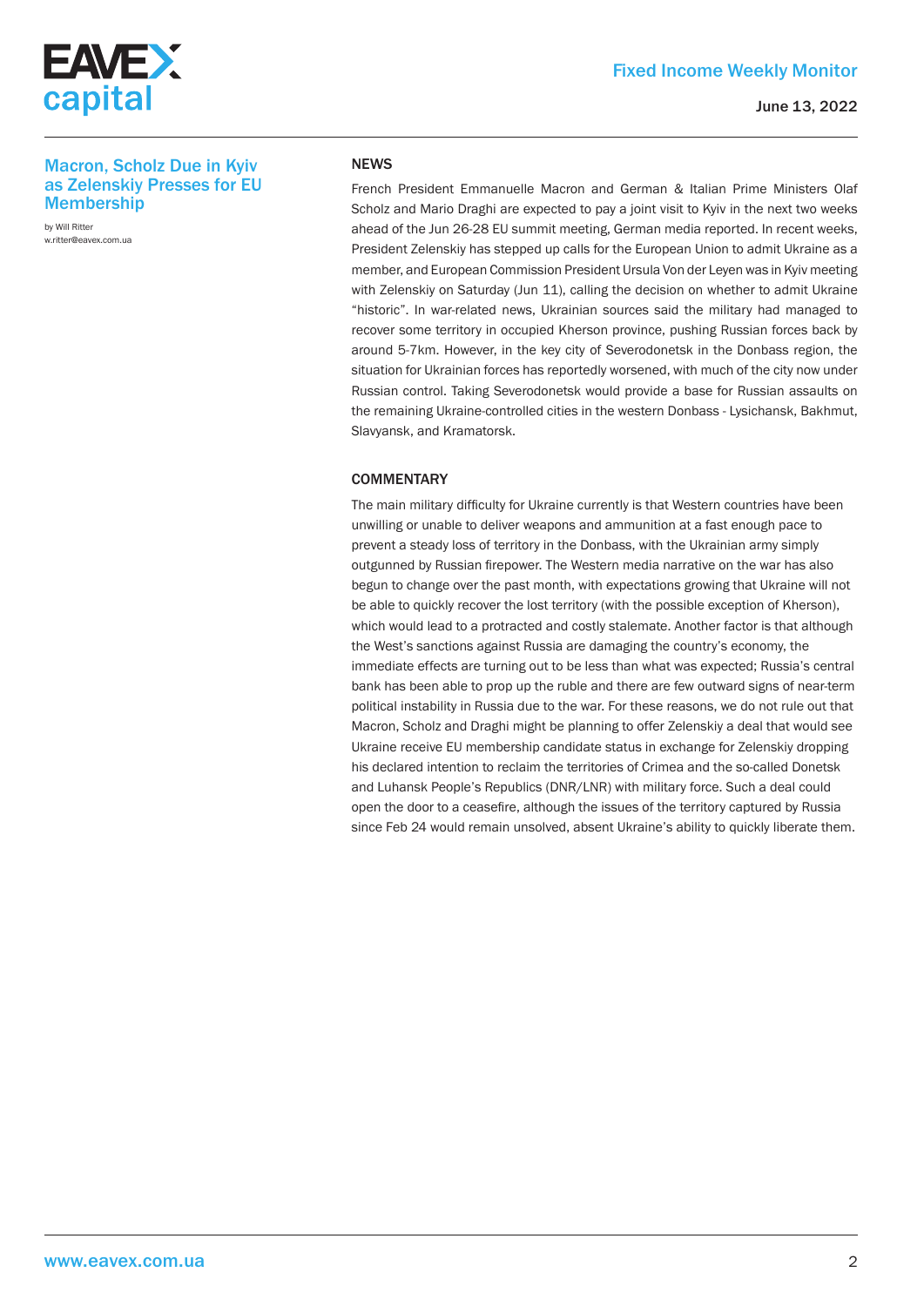## Macron, Scholz Due in Kyiv as Zelenskiy Presses for EU Membership

by Will Ritter
w.ritter@eavex.com.ua

### NEWS

French President Emmanuelle Macron and German & Italian Prime Ministers Olaf Scholz and Mario Draghi are expected to pay a joint visit to Kyiv in the next two weeks ahead of the Jun 26-28 EU summit meeting, German media reported. In recent weeks, President Zelenskiy has stepped up calls for the European Union to admit Ukraine as a member, and European Commission President Ursula Von der Leyen was in Kyiv meeting with Zelenskiy on Saturday (Jun 11), calling the decision on whether to admit Ukraine "historic". In war-related news, Ukrainian sources said the military had managed to recover some territory in occupied Kherson province, pushing Russian forces back by around 5-7km. However, in the key city of Severodonetsk in the Donbass region, the situation for Ukrainian forces has reportedly worsened, with much of the city now under Russian control. Taking Severodonetsk would provide a base for Russian assaults on the remaining Ukraine-controlled cities in the western Donbass - Lysichansk, Bakhmut, Slavyansk, and Kramatorsk.

### COMMENTARY

The main military difficulty for Ukraine currently is that Western countries have been unwilling or unable to deliver weapons and ammunition at a fast enough pace to prevent a steady loss of territory in the Donbass, with the Ukrainian army simply outgunned by Russian firepower. The Western media narrative on the war has also begun to change over the past month, with expectations growing that Ukraine will not be able to quickly recover the lost territory (with the possible exception of Kherson), which would lead to a protracted and costly stalemate. Another factor is that although the West's sanctions against Russia are damaging the country's economy, the immediate effects are turning out to be less than what was expected; Russia's central bank has been able to prop up the ruble and there are few outward signs of near-term political instability in Russia due to the war. For these reasons, we do not rule out that Macron, Scholz and Draghi might be planning to offer Zelenskiy a deal that would see Ukraine receive EU membership candidate status in exchange for Zelenskiy dropping his declared intention to reclaim the territories of Crimea and the so-called Donetsk and Luhansk People's Republics (DNR/LNR) with military force. Such a deal could open the door to a ceasefire, although the issues of the territory captured by Russia since Feb 24 would remain unsolved, absent Ukraine's ability to quickly liberate them.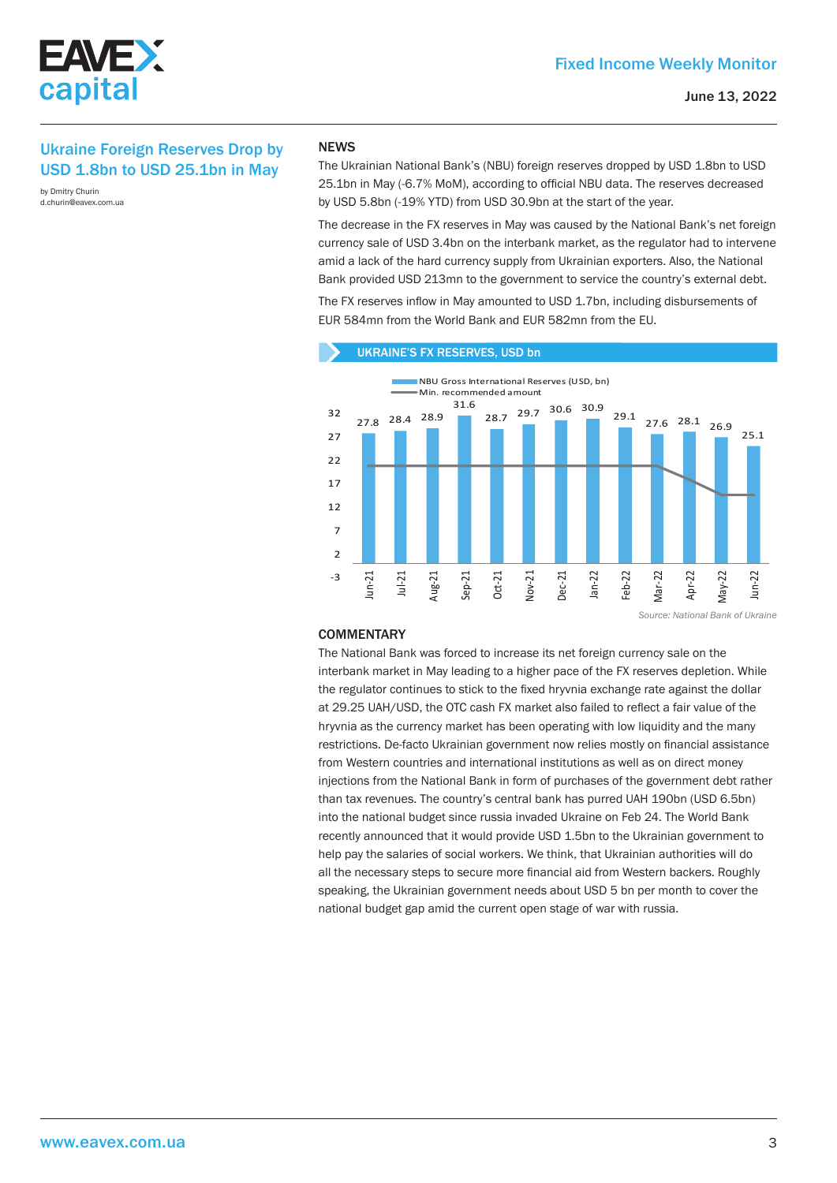## Ukraine Foreign Reserves Drop by USD 1.8bn to USD 25.1bn in May

by Dmitry Churin
d.churin@eavex.com.ua

### NEWS

The Ukrainian National Bank's (NBU) foreign reserves dropped by USD 1.8bn to USD 25.1bn in May (-6.7% MoM), according to official NBU data. The reserves decreased by USD 5.8bn (-19% YTD) from USD 30.9bn at the start of the year.

The decrease in the FX reserves in May was caused by the National Bank's net foreign currency sale of USD 3.4bn on the interbank market, as the regulator had to intervene amid a lack of the hard currency supply from Ukrainian exporters. Also, the National Bank provided USD 213mn to the government to service the country's external debt.

The FX reserves inflow in May amounted to USD 1.7bn, including disbursements of EUR 584mn from the World Bank and EUR 582mn from the EU.

**UKRAINE'S FX RESERVES, USD bn**

| | Jun-21 | Jul-21 | Aug-21 | Sep-21 | Oct-21 | Nov-21 | Dec-21 | Jan-22 | Feb-22 | Mar-22 | Apr-22 | May-22 | Jun-22 |
|---|---|---|---|---|---|---|---|---|---|---|---|---|---|
| NBU Gross International Reserves (USD, bn) | 27.8 | 28.4 | 28.9 | 31.6 | 28.7 | 29.7 | 30.6 | 30.9 | 29.1 | 27.6 | 28.1 | 26.9 | 25.1 |

*Source: National Bank of Ukraine*

### COMMENTARY

The National Bank was forced to increase its net foreign currency sale on the interbank market in May leading to a higher pace of the FX reserves depletion. While the regulator continues to stick to the fixed hryvnia exchange rate against the dollar at 29.25 UAH/USD, the OTC cash FX market also failed to reflect a fair value of the hryvnia as the currency market has been operating with low liquidity and the many restrictions. De-facto Ukrainian government now relies mostly on financial assistance from Western countries and international institutions as well as on direct money injections from the National Bank in form of purchases of the government debt rather than tax revenues. The country's central bank has purred UAH 190bn (USD 6.5bn) into the national budget since russia invaded Ukraine on Feb 24. The World Bank recently announced that it would provide USD 1.5bn to the Ukrainian government to help pay the salaries of social workers. We think, that Ukrainian authorities will do all the necessary steps to secure more financial aid from Western backers. Roughly speaking, the Ukrainian government needs about USD 5 bn per month to cover the national budget gap amid the current open stage of war with russia.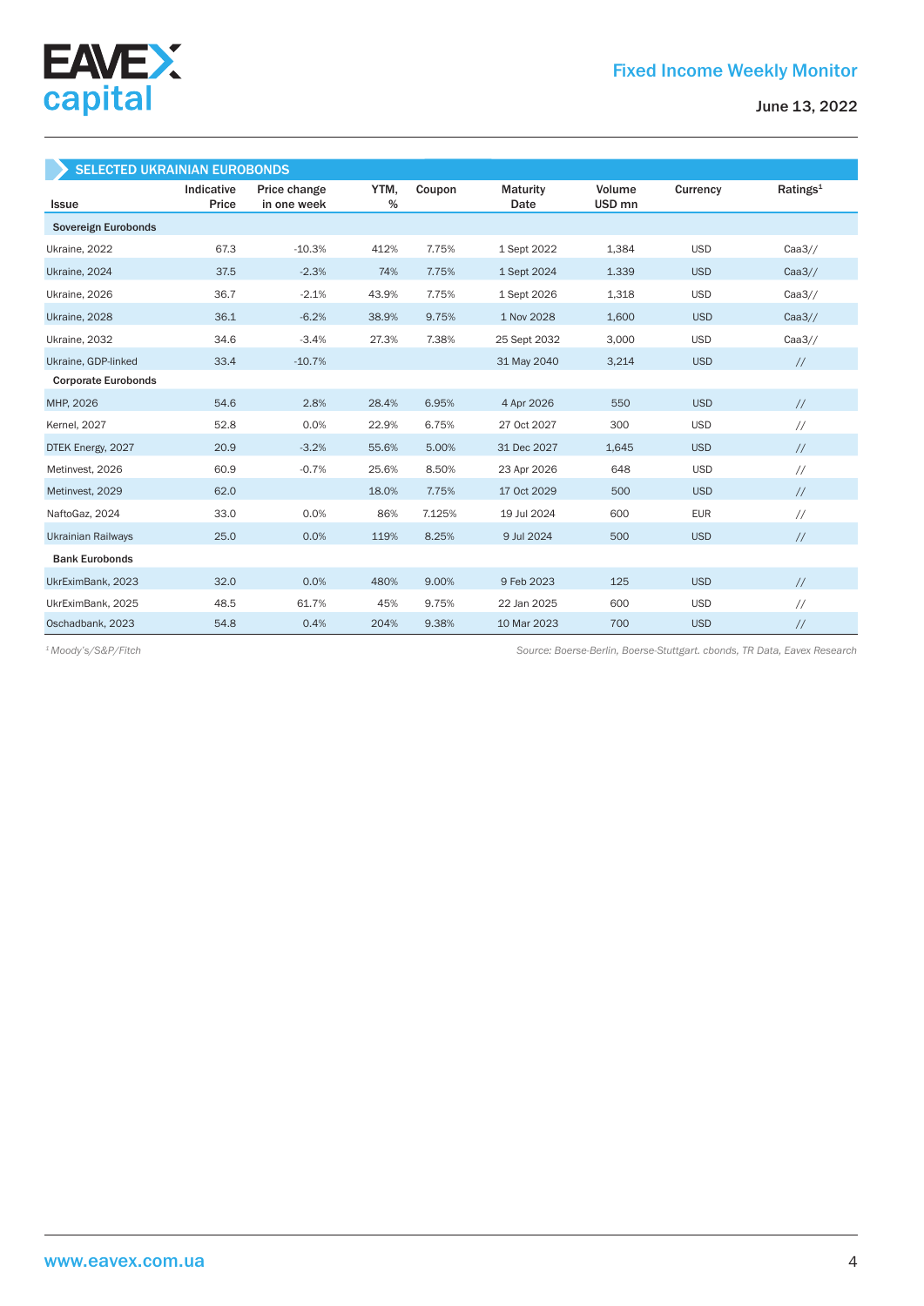## SELECTED UKRAINIAN EUROBONDS

| Issue | Indicative Price | Price change in one week | YTM, % | Coupon | Maturity Date | Volume USD mn | Currency | Ratings[1] |
|---|---|---|---|---|---|---|---|---|
| **Sovereign Eurobonds** | | | | | | | | |
| Ukraine, 2022 | 67.3 | -10.3% | 412% | 7.75% | 1 Sept 2022 | 1,384 | USD | Caa3// |
| Ukraine, 2024 | 37.5 | -2.3% | 74% | 7.75% | 1 Sept 2024 | 1.339 | USD | Caa3// |
| Ukraine, 2026 | 36.7 | -2.1% | 43.9% | 7.75% | 1 Sept 2026 | 1,318 | USD | Caa3// |
| Ukraine, 2028 | 36.1 | -6.2% | 38.9% | 9.75% | 1 Nov 2028 | 1,600 | USD | Caa3// |
| Ukraine, 2032 | 34.6 | -3.4% | 27.3% | 7.38% | 25 Sept 2032 | 3,000 | USD | Caa3// |
| Ukraine, GDP-linked | 33.4 | -10.7% | | | 31 May 2040 | 3,214 | USD | // |
| **Corporate Eurobonds** | | | | | | | | |
| MHP, 2026 | 54.6 | 2.8% | 28.4% | 6.95% | 4 Apr 2026 | 550 | USD | // |
| Kernel, 2027 | 52.8 | 0.0% | 22.9% | 6.75% | 27 Oct 2027 | 300 | USD | // |
| DTEK Energy, 2027 | 20.9 | -3.2% | 55.6% | 5.00% | 31 Dec 2027 | 1,645 | USD | // |
| Metinvest, 2026 | 60.9 | -0.7% | 25.6% | 8.50% | 23 Apr 2026 | 648 | USD | // |
| Metinvest, 2029 | 62.0 | | 18.0% | 7.75% | 17 Oct 2029 | 500 | USD | // |
| NaftoGaz, 2024 | 33.0 | 0.0% | 86% | 7.125% | 19 Jul 2024 | 600 | EUR | // |
| Ukrainian Railways | 25.0 | 0.0% | 119% | 8.25% | 9 Jul 2024 | 500 | USD | // |
| **Bank Eurobonds** | | | | | | | | |
| UkrEximBank, 2023 | 32.0 | 0.0% | 480% | 9.00% | 9 Feb 2023 | 125 | USD | // |
| UkrEximBank, 2025 | 48.5 | 61.7% | 45% | 9.75% | 22 Jan 2025 | 600 | USD | // |
| Oschadbank, 2023 | 54.8 | 0.4% | 204% | 9.38% | 10 Mar 2023 | 700 | USD | // |

*[1] Moody's/S&P/Fitch*

*Source: Boerse-Berlin, Boerse-Stuttgart. cbonds, TR Data, Eavex Research*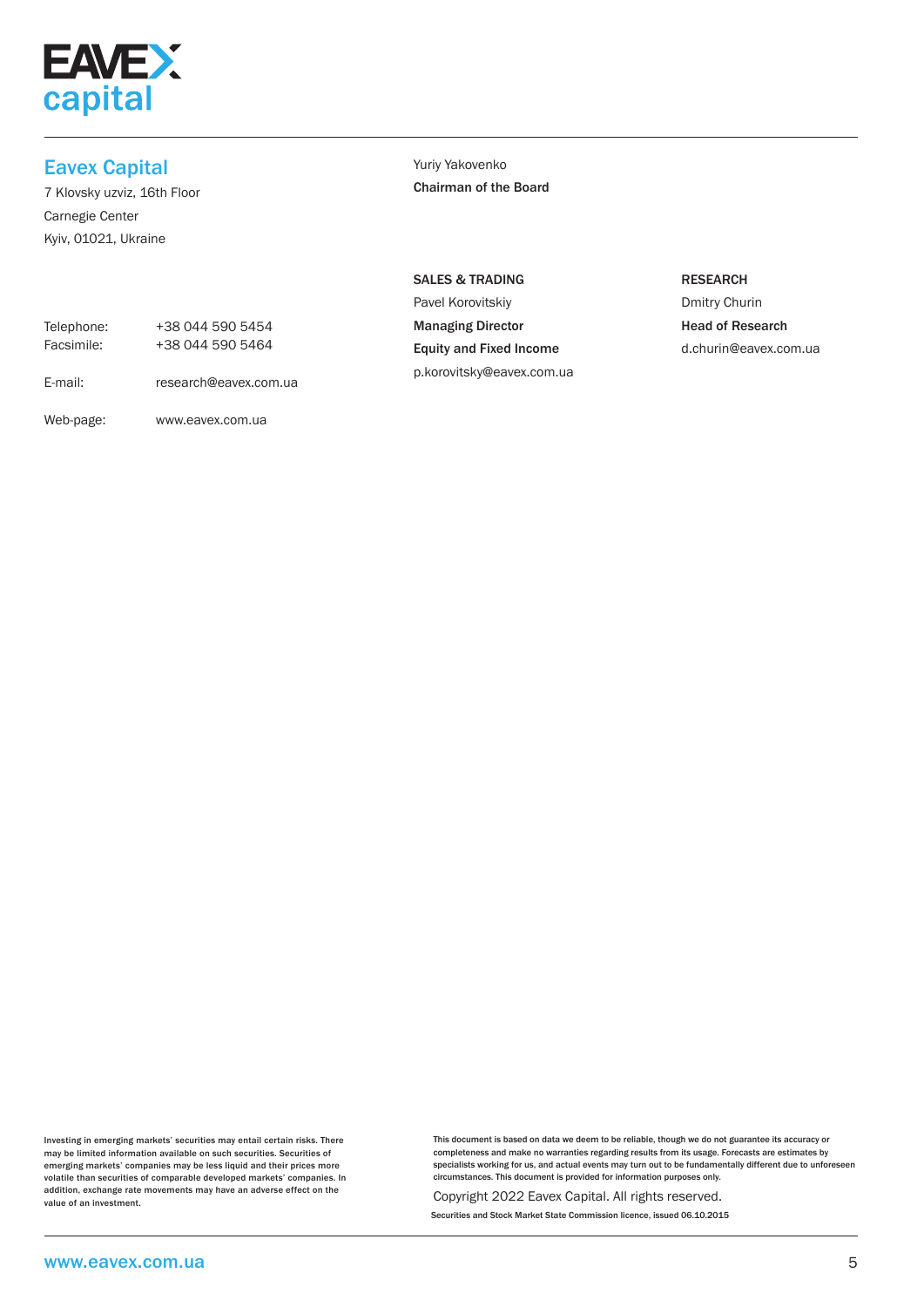EAVEX capital

## Eavex Capital

7 Klovsky uzviz, 16th Floor
Carnegie Center
Kyiv, 01021, Ukraine

Telephone: +38 044 590 5454
Facsimile: +38 044 590 5464

E-mail: research@eavex.com.ua

Web-page: www.eavex.com.ua

Yuriy Yakovenko
**Chairman of the Board**

**SALES & TRADING**
Pavel Korovitskiy
**Managing Director**
**Equity and Fixed Income**
p.korovitsky@eavex.com.ua

**RESEARCH**
Dmitry Churin
**Head of Research**
d.churin@eavex.com.ua

Investing in emerging markets' securities may entail certain risks. There may be limited information available on such securities. Securities of emerging markets' companies may be less liquid and their prices more volatile than securities of comparable developed markets' companies. In addition, exchange rate movements may have an adverse effect on the value of an investment.

This document is based on data we deem to be reliable, though we do not guarantee its accuracy or completeness and make no warranties regarding results from its usage. Forecasts are estimates by specialists working for us, and actual events may turn out to be fundamentally different due to unforeseen circumstances. This document is provided for information purposes only.

Copyright 2022 Eavex Capital. All rights reserved.

Securities and Stock Market State Commission licence, issued 06.10.2015